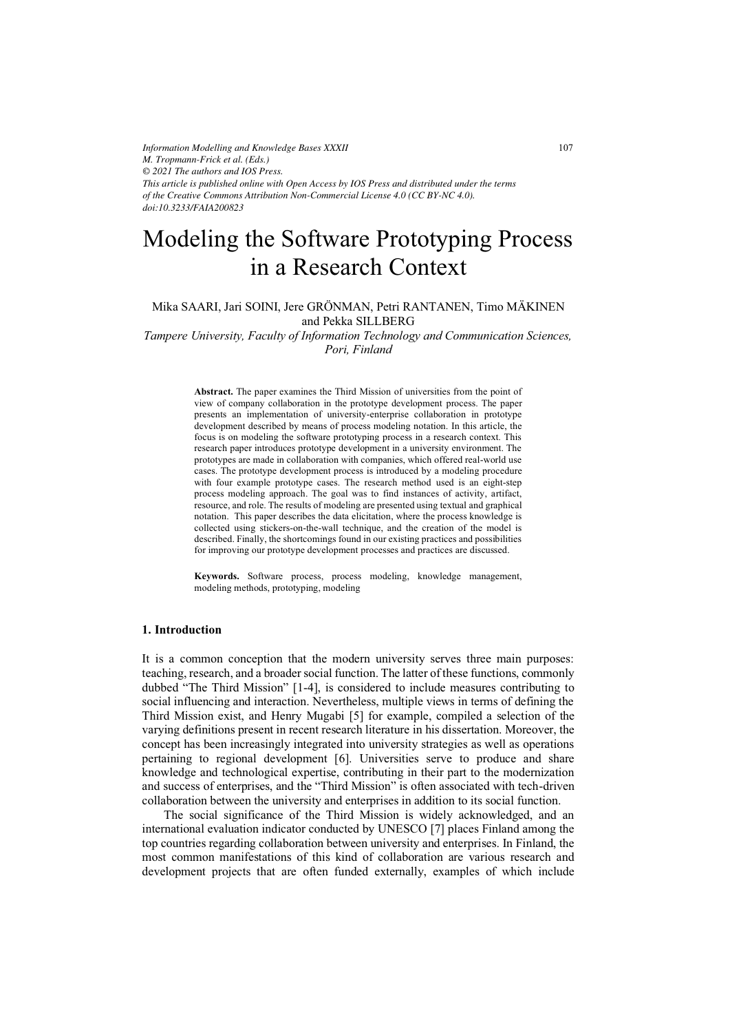*Information Modelling and Knowledge Bases XXXII*
*M. Tropmann-Frick et al. (Eds.)*
*© 2021 The authors and IOS Press.*
*This article is published online with Open Access by IOS Press and distributed under the terms of the Creative Commons Attribution Non-Commercial License 4.0 (CC BY-NC 4.0).*
*doi:10.3233/FAIA200823*

# Modeling the Software Prototyping Process in a Research Context

Mika SAARI, Jari SOINI, Jere GRÖNMAN, Petri RANTANEN, Timo MÄKINEN and Pekka SILLBERG

*Tampere University, Faculty of Information Technology and Communication Sciences, Pori, Finland*

**Abstract.** The paper examines the Third Mission of universities from the point of view of company collaboration in the prototype development process. The paper presents an implementation of university-enterprise collaboration in prototype development described by means of process modeling notation. In this article, the focus is on modeling the software prototyping process in a research context. This research paper introduces prototype development in a university environment. The prototypes are made in collaboration with companies, which offered real-world use cases. The prototype development process is introduced by a modeling procedure with four example prototype cases. The research method used is an eight-step process modeling approach. The goal was to find instances of activity, artifact, resource, and role. The results of modeling are presented using textual and graphical notation. This paper describes the data elicitation, where the process knowledge is collected using stickers-on-the-wall technique, and the creation of the model is described. Finally, the shortcomings found in our existing practices and possibilities for improving our prototype development processes and practices are discussed.

**Keywords.** Software process, process modeling, knowledge management, modeling methods, prototyping, modeling

## 1. Introduction

It is a common conception that the modern university serves three main purposes: teaching, research, and a broader social function. The latter of these functions, commonly dubbed "The Third Mission" [1-4], is considered to include measures contributing to social influencing and interaction. Nevertheless, multiple views in terms of defining the Third Mission exist, and Henry Mugabi [5] for example, compiled a selection of the varying definitions present in recent research literature in his dissertation. Moreover, the concept has been increasingly integrated into university strategies as well as operations pertaining to regional development [6]. Universities serve to produce and share knowledge and technological expertise, contributing in their part to the modernization and success of enterprises, and the "Third Mission" is often associated with tech-driven collaboration between the university and enterprises in addition to its social function.

The social significance of the Third Mission is widely acknowledged, and an international evaluation indicator conducted by UNESCO [7] places Finland among the top countries regarding collaboration between university and enterprises. In Finland, the most common manifestations of this kind of collaboration are various research and development projects that are often funded externally, examples of which include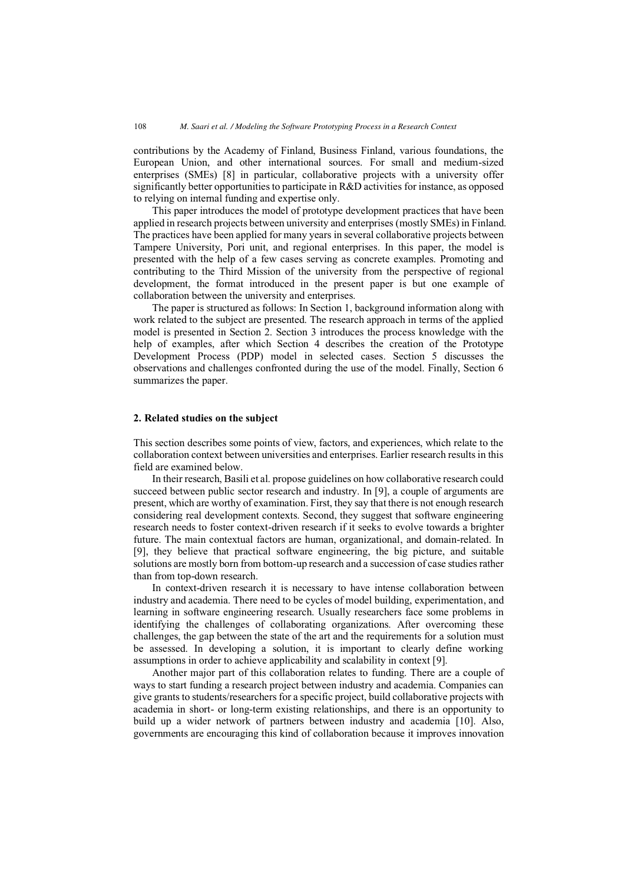contributions by the Academy of Finland, Business Finland, various foundations, the European Union, and other international sources. For small and medium-sized enterprises (SMEs) [8] in particular, collaborative projects with a university offer significantly better opportunities to participate in R&D activities for instance, as opposed to relying on internal funding and expertise only.

This paper introduces the model of prototype development practices that have been applied in research projects between university and enterprises (mostly SMEs) in Finland. The practices have been applied for many years in several collaborative projects between Tampere University, Pori unit, and regional enterprises. In this paper, the model is presented with the help of a few cases serving as concrete examples. Promoting and contributing to the Third Mission of the university from the perspective of regional development, the format introduced in the present paper is but one example of collaboration between the university and enterprises.

The paper is structured as follows: In Section 1, background information along with work related to the subject are presented. The research approach in terms of the applied model is presented in Section 2. Section 3 introduces the process knowledge with the help of examples, after which Section 4 describes the creation of the Prototype Development Process (PDP) model in selected cases. Section 5 discusses the observations and challenges confronted during the use of the model. Finally, Section 6 summarizes the paper.

## 2. Related studies on the subject

This section describes some points of view, factors, and experiences, which relate to the collaboration context between universities and enterprises. Earlier research results in this field are examined below.

In their research, Basili et al. propose guidelines on how collaborative research could succeed between public sector research and industry. In [9], a couple of arguments are present, which are worthy of examination. First, they say that there is not enough research considering real development contexts. Second, they suggest that software engineering research needs to foster context-driven research if it seeks to evolve towards a brighter future. The main contextual factors are human, organizational, and domain-related. In [9], they believe that practical software engineering, the big picture, and suitable solutions are mostly born from bottom-up research and a succession of case studies rather than from top-down research.

In context-driven research it is necessary to have intense collaboration between industry and academia. There need to be cycles of model building, experimentation, and learning in software engineering research. Usually researchers face some problems in identifying the challenges of collaborating organizations. After overcoming these challenges, the gap between the state of the art and the requirements for a solution must be assessed. In developing a solution, it is important to clearly define working assumptions in order to achieve applicability and scalability in context [9].

Another major part of this collaboration relates to funding. There are a couple of ways to start funding a research project between industry and academia. Companies can give grants to students/researchers for a specific project, build collaborative projects with academia in short- or long-term existing relationships, and there is an opportunity to build up a wider network of partners between industry and academia [10]. Also, governments are encouraging this kind of collaboration because it improves innovation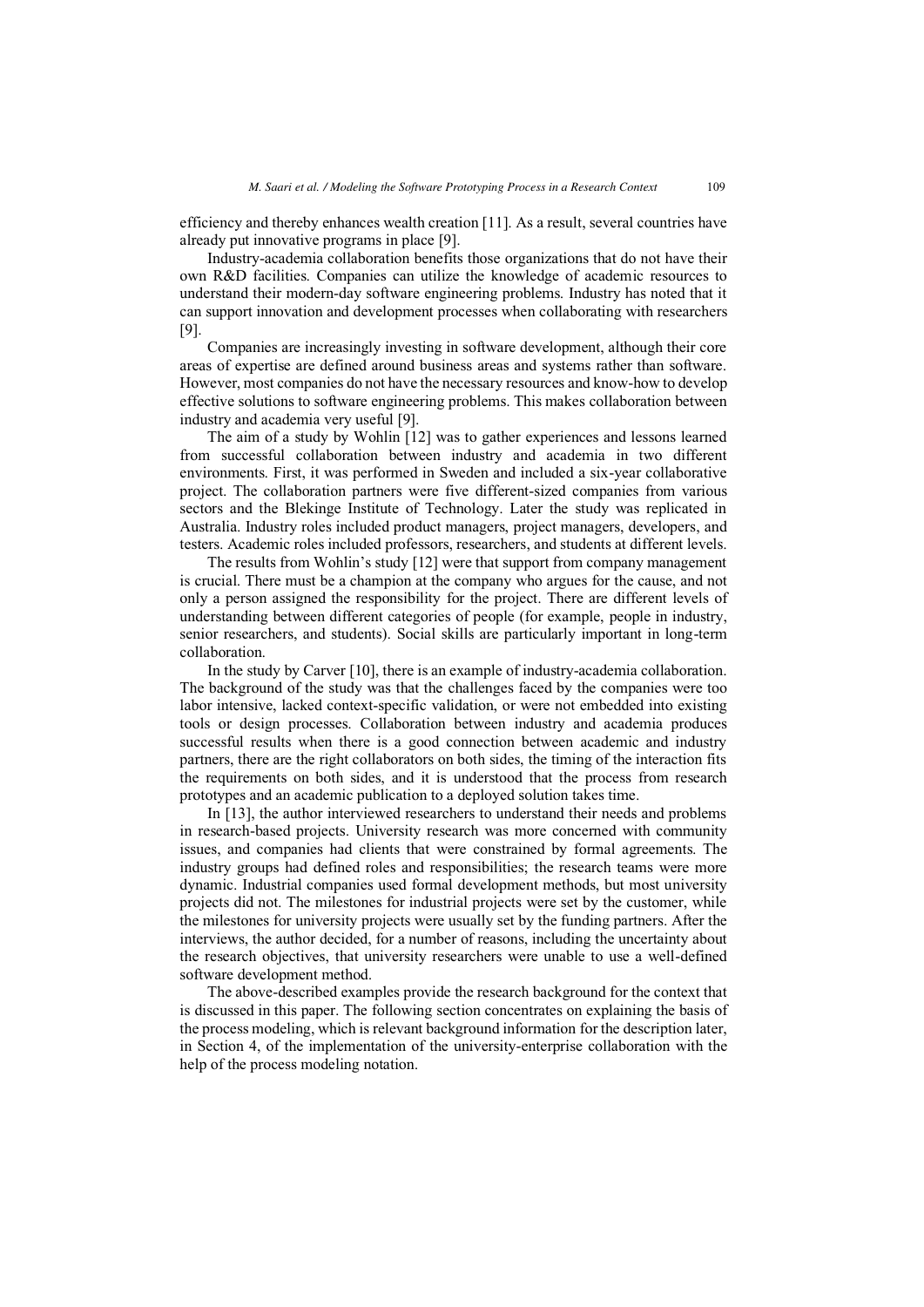efficiency and thereby enhances wealth creation [11]. As a result, several countries have already put innovative programs in place [9].

Industry-academia collaboration benefits those organizations that do not have their own R&D facilities. Companies can utilize the knowledge of academic resources to understand their modern-day software engineering problems. Industry has noted that it can support innovation and development processes when collaborating with researchers [9].

Companies are increasingly investing in software development, although their core areas of expertise are defined around business areas and systems rather than software. However, most companies do not have the necessary resources and know-how to develop effective solutions to software engineering problems. This makes collaboration between industry and academia very useful [9].

The aim of a study by Wohlin [12] was to gather experiences and lessons learned from successful collaboration between industry and academia in two different environments. First, it was performed in Sweden and included a six-year collaborative project. The collaboration partners were five different-sized companies from various sectors and the Blekinge Institute of Technology. Later the study was replicated in Australia. Industry roles included product managers, project managers, developers, and testers. Academic roles included professors, researchers, and students at different levels.

The results from Wohlin's study [12] were that support from company management is crucial. There must be a champion at the company who argues for the cause, and not only a person assigned the responsibility for the project. There are different levels of understanding between different categories of people (for example, people in industry, senior researchers, and students). Social skills are particularly important in long-term collaboration.

In the study by Carver [10], there is an example of industry-academia collaboration. The background of the study was that the challenges faced by the companies were too labor intensive, lacked context-specific validation, or were not embedded into existing tools or design processes. Collaboration between industry and academia produces successful results when there is a good connection between academic and industry partners, there are the right collaborators on both sides, the timing of the interaction fits the requirements on both sides, and it is understood that the process from research prototypes and an academic publication to a deployed solution takes time.

In [13], the author interviewed researchers to understand their needs and problems in research-based projects. University research was more concerned with community issues, and companies had clients that were constrained by formal agreements. The industry groups had defined roles and responsibilities; the research teams were more dynamic. Industrial companies used formal development methods, but most university projects did not. The milestones for industrial projects were set by the customer, while the milestones for university projects were usually set by the funding partners. After the interviews, the author decided, for a number of reasons, including the uncertainty about the research objectives, that university researchers were unable to use a well-defined software development method.

The above-described examples provide the research background for the context that is discussed in this paper. The following section concentrates on explaining the basis of the process modeling, which is relevant background information for the description later, in Section 4, of the implementation of the university-enterprise collaboration with the help of the process modeling notation.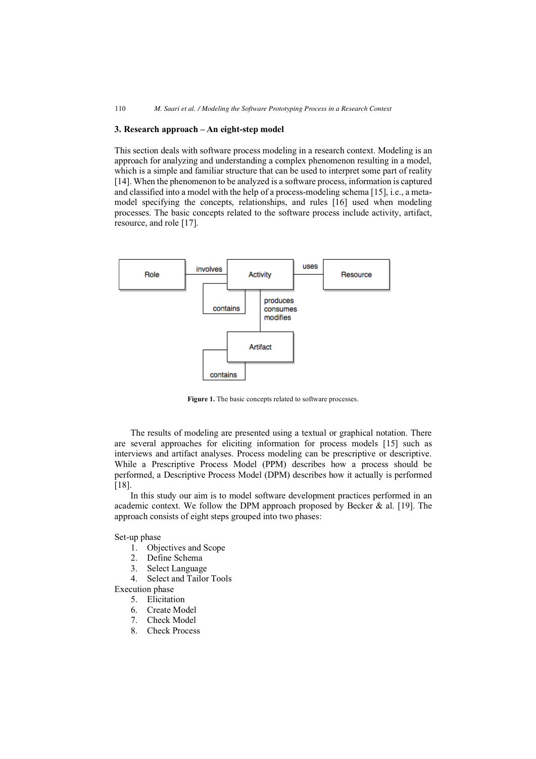## 3. Research approach – An eight-step model

This section deals with software process modeling in a research context. Modeling is an approach for analyzing and understanding a complex phenomenon resulting in a model, which is a simple and familiar structure that can be used to interpret some part of reality [14]. When the phenomenon to be analyzed is a software process, information is captured and classified into a model with the help of a process-modeling schema [15], i.e., a meta-model specifying the concepts, relationships, and rules [16] used when modeling processes. The basic concepts related to the software process include activity, artifact, resource, and role [17].

**Figure 1.** The basic concepts related to software processes.

The results of modeling are presented using a textual or graphical notation. There are several approaches for eliciting information for process models [15] such as interviews and artifact analyses. Process modeling can be prescriptive or descriptive. While a Prescriptive Process Model (PPM) describes how a process should be performed, a Descriptive Process Model (DPM) describes how it actually is performed [18].

In this study our aim is to model software development practices performed in an academic context. We follow the DPM approach proposed by Becker & al. [19]. The approach consists of eight steps grouped into two phases:

Set-up phase

1. Objectives and Scope
2. Define Schema
3. Select Language
4. Select and Tailor Tools

Execution phase

5. Elicitation
6. Create Model
7. Check Model
8. Check Process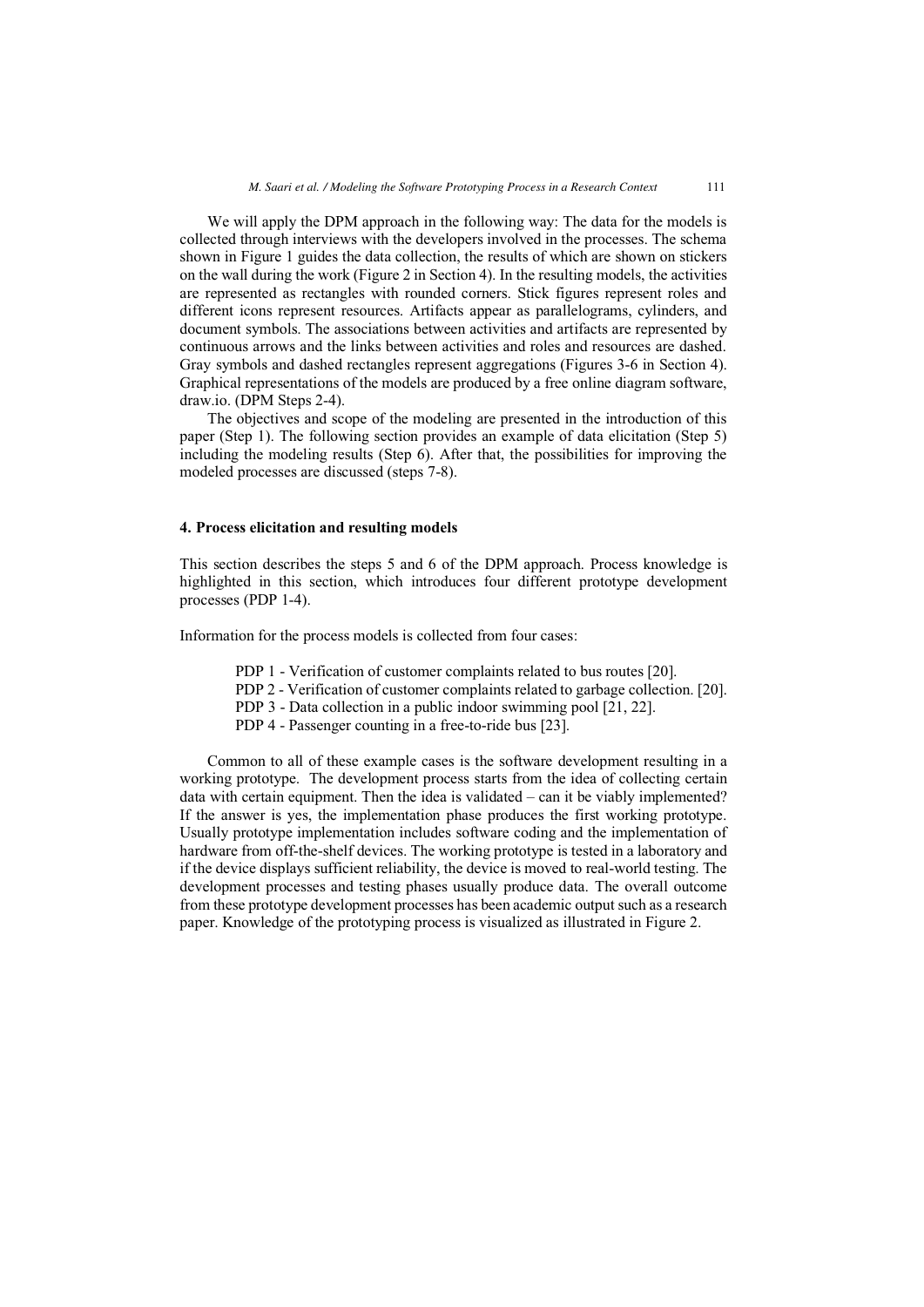We will apply the DPM approach in the following way: The data for the models is collected through interviews with the developers involved in the processes. The schema shown in Figure 1 guides the data collection, the results of which are shown on stickers on the wall during the work (Figure 2 in Section 4). In the resulting models, the activities are represented as rectangles with rounded corners. Stick figures represent roles and different icons represent resources. Artifacts appear as parallelograms, cylinders, and document symbols. The associations between activities and artifacts are represented by continuous arrows and the links between activities and roles and resources are dashed. Gray symbols and dashed rectangles represent aggregations (Figures 3-6 in Section 4). Graphical representations of the models are produced by a free online diagram software, draw.io. (DPM Steps 2-4).

The objectives and scope of the modeling are presented in the introduction of this paper (Step 1). The following section provides an example of data elicitation (Step 5) including the modeling results (Step 6). After that, the possibilities for improving the modeled processes are discussed (steps 7-8).

## 4. Process elicitation and resulting models

This section describes the steps 5 and 6 of the DPM approach. Process knowledge is highlighted in this section, which introduces four different prototype development processes (PDP 1-4).

Information for the process models is collected from four cases:

- PDP 1 - Verification of customer complaints related to bus routes [20].
- PDP 2 - Verification of customer complaints related to garbage collection. [20].
- PDP 3 - Data collection in a public indoor swimming pool [21, 22].
- PDP 4 - Passenger counting in a free-to-ride bus [23].

Common to all of these example cases is the software development resulting in a working prototype. The development process starts from the idea of collecting certain data with certain equipment. Then the idea is validated – can it be viably implemented? If the answer is yes, the implementation phase produces the first working prototype. Usually prototype implementation includes software coding and the implementation of hardware from off-the-shelf devices. The working prototype is tested in a laboratory and if the device displays sufficient reliability, the device is moved to real-world testing. The development processes and testing phases usually produce data. The overall outcome from these prototype development processes has been academic output such as a research paper. Knowledge of the prototyping process is visualized as illustrated in Figure 2.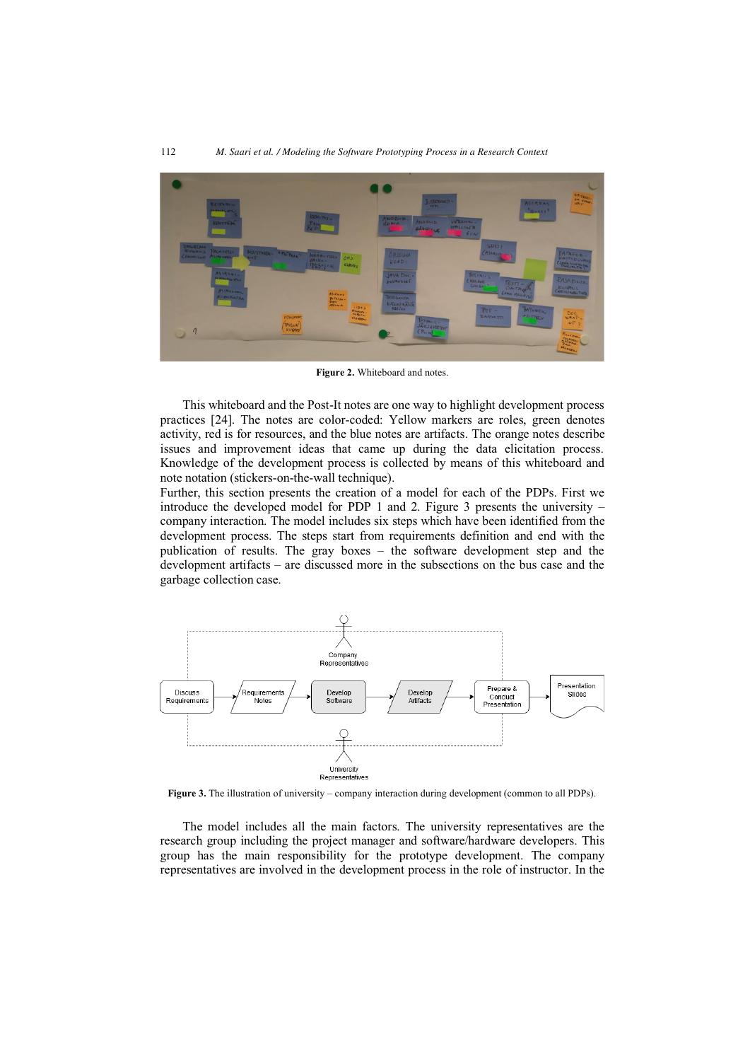Figure 2. Whiteboard and notes.

This whiteboard and the Post-It notes are one way to highlight development process practices [24]. The notes are color-coded: Yellow markers are roles, green denotes activity, red is for resources, and the blue notes are artifacts. The orange notes describe issues and improvement ideas that came up during the data elicitation process. Knowledge of the development process is collected by means of this whiteboard and note notation (stickers-on-the-wall technique).

Further, this section presents the creation of a model for each of the PDPs. First we introduce the developed model for PDP 1 and 2. Figure 3 presents the university – company interaction. The model includes six steps which have been identified from the development process. The steps start from requirements definition and end with the publication of results. The gray boxes – the software development step and the development artifacts – are discussed more in the subsections on the bus case and the garbage collection case.

Figure 3. The illustration of university – company interaction during development (common to all PDPs).

The model includes all the main factors. The university representatives are the research group including the project manager and software/hardware developers. This group has the main responsibility for the prototype development. The company representatives are involved in the development process in the role of instructor. In the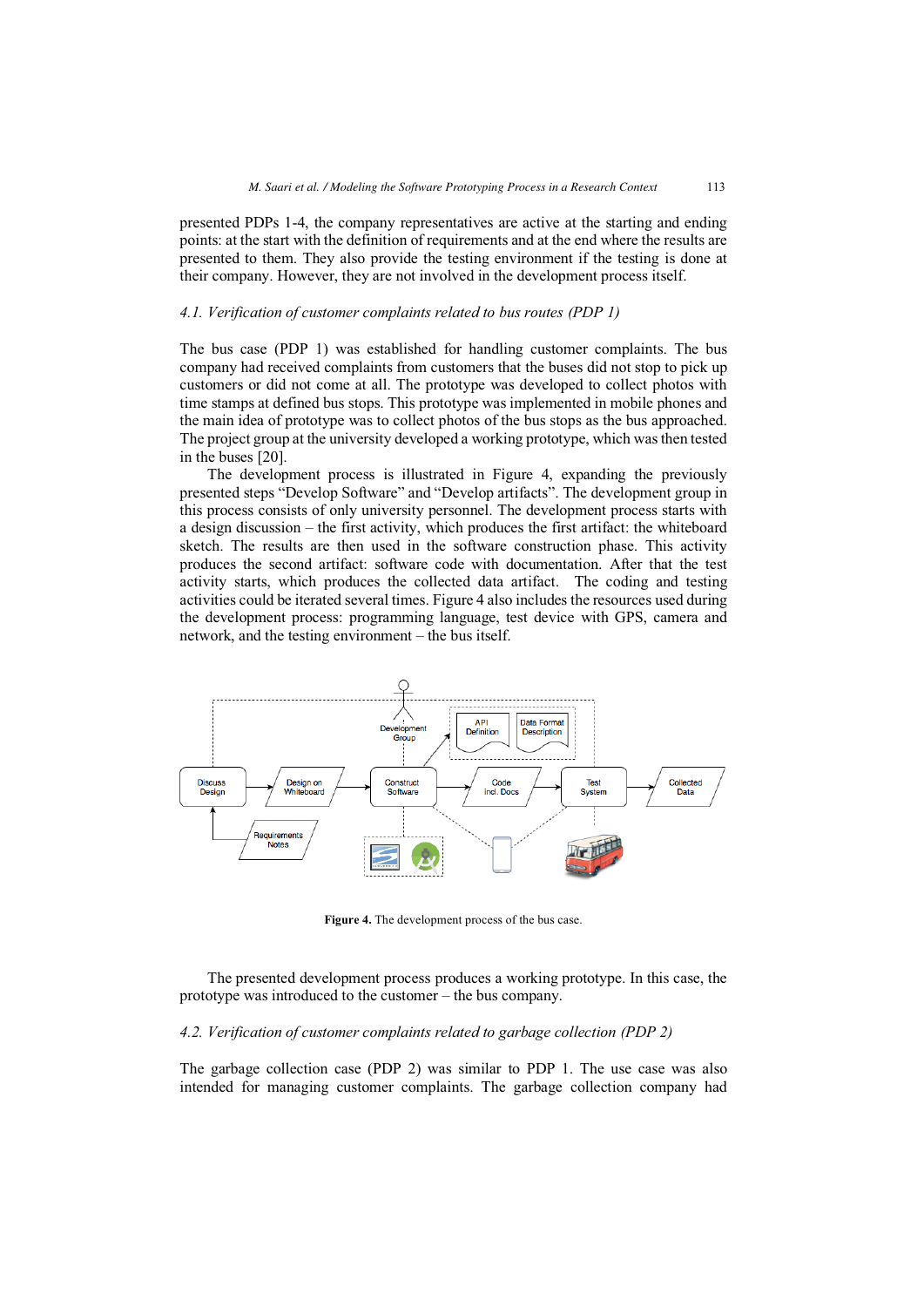presented PDPs 1-4, the company representatives are active at the starting and ending points: at the start with the definition of requirements and at the end where the results are presented to them. They also provide the testing environment if the testing is done at their company. However, they are not involved in the development process itself.

### *4.1. Verification of customer complaints related to bus routes (PDP 1)*

The bus case (PDP 1) was established for handling customer complaints. The bus company had received complaints from customers that the buses did not stop to pick up customers or did not come at all. The prototype was developed to collect photos with time stamps at defined bus stops. This prototype was implemented in mobile phones and the main idea of prototype was to collect photos of the bus stops as the bus approached. The project group at the university developed a working prototype, which was then tested in the buses [20].

The development process is illustrated in Figure 4, expanding the previously presented steps "Develop Software" and "Develop artifacts". The development group in this process consists of only university personnel. The development process starts with a design discussion – the first activity, which produces the first artifact: the whiteboard sketch. The results are then used in the software construction phase. This activity produces the second artifact: software code with documentation. After that the test activity starts, which produces the collected data artifact. The coding and testing activities could be iterated several times. Figure 4 also includes the resources used during the development process: programming language, test device with GPS, camera and network, and the testing environment – the bus itself.

**Figure 4.** The development process of the bus case.

The presented development process produces a working prototype. In this case, the prototype was introduced to the customer – the bus company.

### *4.2. Verification of customer complaints related to garbage collection (PDP 2)*

The garbage collection case (PDP 2) was similar to PDP 1. The use case was also intended for managing customer complaints. The garbage collection company had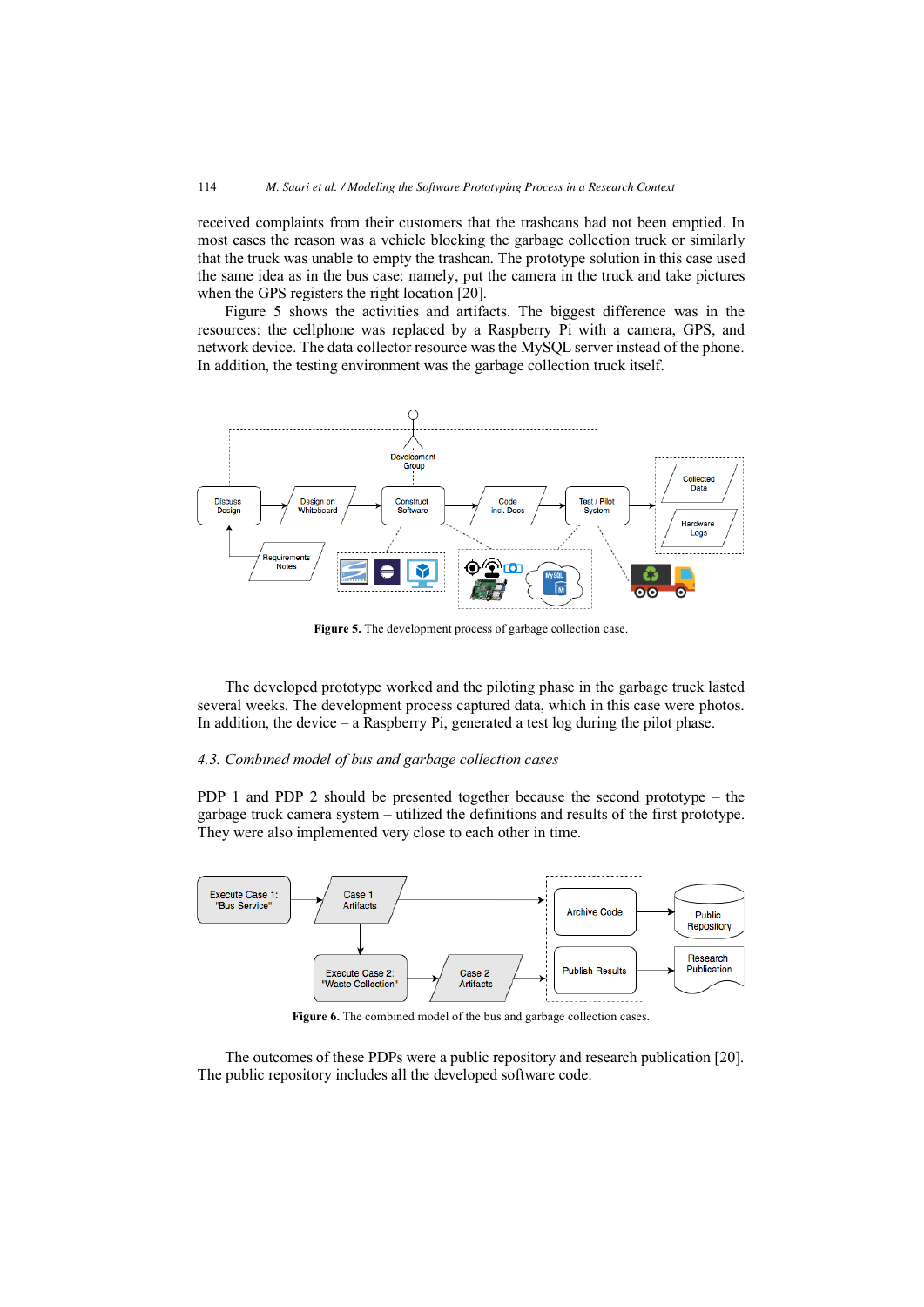received complaints from their customers that the trashcans had not been emptied. In most cases the reason was a vehicle blocking the garbage collection truck or similarly that the truck was unable to empty the trashcan. The prototype solution in this case used the same idea as in the bus case: namely, put the camera in the truck and take pictures when the GPS registers the right location [20].

Figure 5 shows the activities and artifacts. The biggest difference was in the resources: the cellphone was replaced by a Raspberry Pi with a camera, GPS, and network device. The data collector resource was the MySQL server instead of the phone. In addition, the testing environment was the garbage collection truck itself.

**Figure 5.** The development process of garbage collection case.

The developed prototype worked and the piloting phase in the garbage truck lasted several weeks. The development process captured data, which in this case were photos. In addition, the device – a Raspberry Pi, generated a test log during the pilot phase.

### *4.3. Combined model of bus and garbage collection cases*

PDP 1 and PDP 2 should be presented together because the second prototype – the garbage truck camera system – utilized the definitions and results of the first prototype. They were also implemented very close to each other in time.

**Figure 6.** The combined model of the bus and garbage collection cases.

The outcomes of these PDPs were a public repository and research publication [20]. The public repository includes all the developed software code.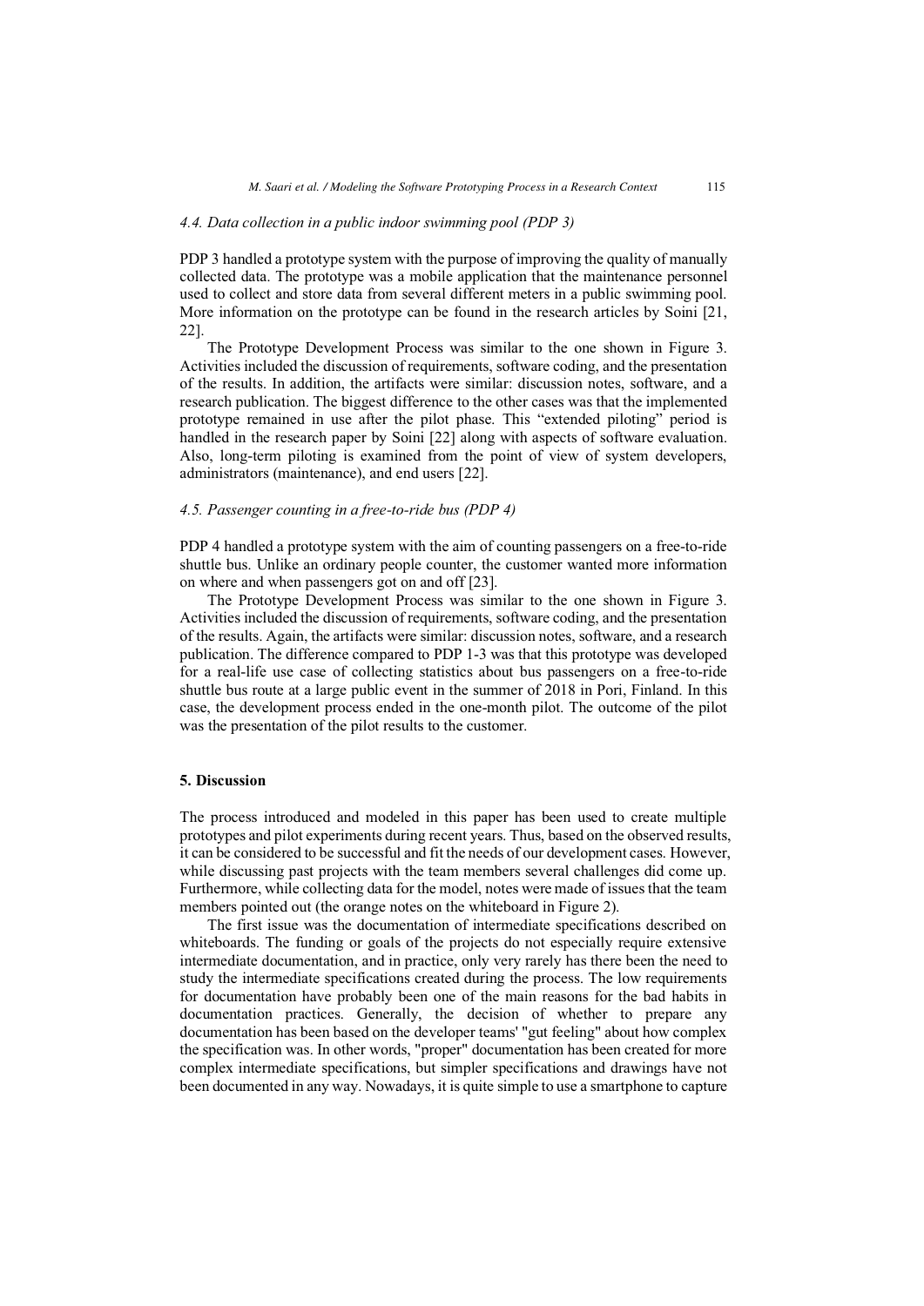### 4.4. Data collection in a public indoor swimming pool (PDP 3)

PDP 3 handled a prototype system with the purpose of improving the quality of manually collected data. The prototype was a mobile application that the maintenance personnel used to collect and store data from several different meters in a public swimming pool. More information on the prototype can be found in the research articles by Soini [21, 22].

The Prototype Development Process was similar to the one shown in Figure 3. Activities included the discussion of requirements, software coding, and the presentation of the results. In addition, the artifacts were similar: discussion notes, software, and a research publication. The biggest difference to the other cases was that the implemented prototype remained in use after the pilot phase. This "extended piloting" period is handled in the research paper by Soini [22] along with aspects of software evaluation. Also, long-term piloting is examined from the point of view of system developers, administrators (maintenance), and end users [22].

### 4.5. Passenger counting in a free-to-ride bus (PDP 4)

PDP 4 handled a prototype system with the aim of counting passengers on a free-to-ride shuttle bus. Unlike an ordinary people counter, the customer wanted more information on where and when passengers got on and off [23].

The Prototype Development Process was similar to the one shown in Figure 3. Activities included the discussion of requirements, software coding, and the presentation of the results. Again, the artifacts were similar: discussion notes, software, and a research publication. The difference compared to PDP 1-3 was that this prototype was developed for a real-life use case of collecting statistics about bus passengers on a free-to-ride shuttle bus route at a large public event in the summer of 2018 in Pori, Finland. In this case, the development process ended in the one-month pilot. The outcome of the pilot was the presentation of the pilot results to the customer.

## 5. Discussion

The process introduced and modeled in this paper has been used to create multiple prototypes and pilot experiments during recent years. Thus, based on the observed results, it can be considered to be successful and fit the needs of our development cases. However, while discussing past projects with the team members several challenges did come up. Furthermore, while collecting data for the model, notes were made of issues that the team members pointed out (the orange notes on the whiteboard in Figure 2).

The first issue was the documentation of intermediate specifications described on whiteboards. The funding or goals of the projects do not especially require extensive intermediate documentation, and in practice, only very rarely has there been the need to study the intermediate specifications created during the process. The low requirements for documentation have probably been one of the main reasons for the bad habits in documentation practices. Generally, the decision of whether to prepare any documentation has been based on the developer teams' "gut feeling" about how complex the specification was. In other words, "proper" documentation has been created for more complex intermediate specifications, but simpler specifications and drawings have not been documented in any way. Nowadays, it is quite simple to use a smartphone to capture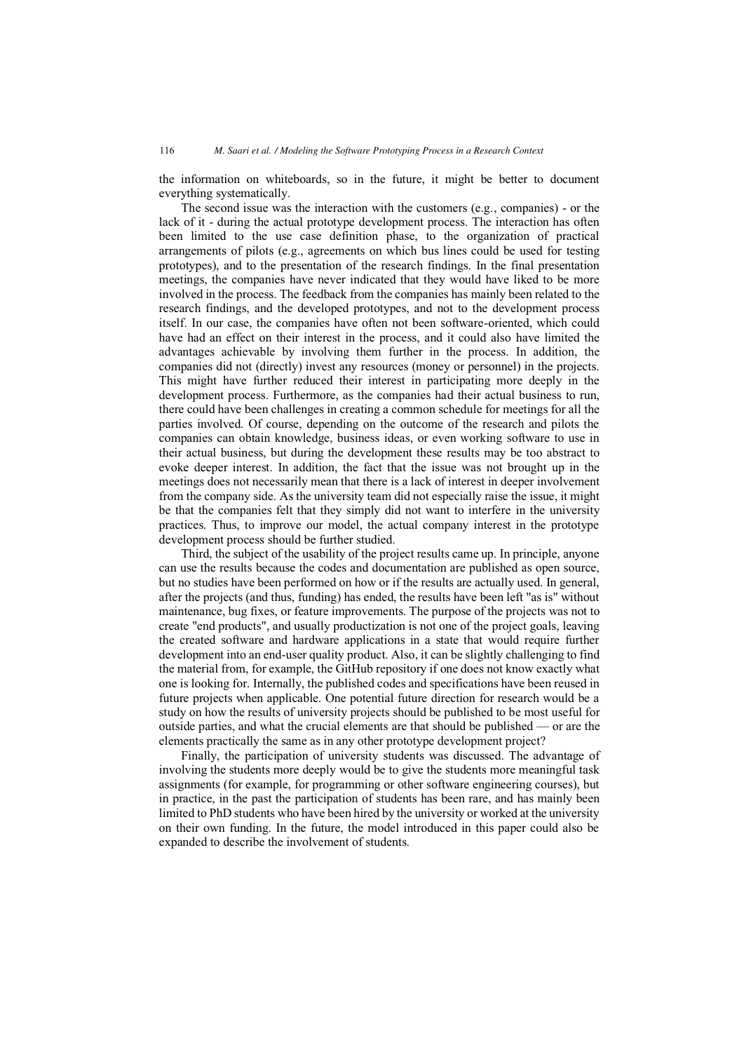the information on whiteboards, so in the future, it might be better to document everything systematically.

The second issue was the interaction with the customers (e.g., companies) - or the lack of it - during the actual prototype development process. The interaction has often been limited to the use case definition phase, to the organization of practical arrangements of pilots (e.g., agreements on which bus lines could be used for testing prototypes), and to the presentation of the research findings. In the final presentation meetings, the companies have never indicated that they would have liked to be more involved in the process. The feedback from the companies has mainly been related to the research findings, and the developed prototypes, and not to the development process itself. In our case, the companies have often not been software-oriented, which could have had an effect on their interest in the process, and it could also have limited the advantages achievable by involving them further in the process. In addition, the companies did not (directly) invest any resources (money or personnel) in the projects. This might have further reduced their interest in participating more deeply in the development process. Furthermore, as the companies had their actual business to run, there could have been challenges in creating a common schedule for meetings for all the parties involved. Of course, depending on the outcome of the research and pilots the companies can obtain knowledge, business ideas, or even working software to use in their actual business, but during the development these results may be too abstract to evoke deeper interest. In addition, the fact that the issue was not brought up in the meetings does not necessarily mean that there is a lack of interest in deeper involvement from the company side. As the university team did not especially raise the issue, it might be that the companies felt that they simply did not want to interfere in the university practices. Thus, to improve our model, the actual company interest in the prototype development process should be further studied.

Third, the subject of the usability of the project results came up. In principle, anyone can use the results because the codes and documentation are published as open source, but no studies have been performed on how or if the results are actually used. In general, after the projects (and thus, funding) has ended, the results have been left "as is" without maintenance, bug fixes, or feature improvements. The purpose of the projects was not to create "end products", and usually productization is not one of the project goals, leaving the created software and hardware applications in a state that would require further development into an end-user quality product. Also, it can be slightly challenging to find the material from, for example, the GitHub repository if one does not know exactly what one is looking for. Internally, the published codes and specifications have been reused in future projects when applicable. One potential future direction for research would be a study on how the results of university projects should be published to be most useful for outside parties, and what the crucial elements are that should be published — or are the elements practically the same as in any other prototype development project?

Finally, the participation of university students was discussed. The advantage of involving the students more deeply would be to give the students more meaningful task assignments (for example, for programming or other software engineering courses), but in practice, in the past the participation of students has been rare, and has mainly been limited to PhD students who have been hired by the university or worked at the university on their own funding. In the future, the model introduced in this paper could also be expanded to describe the involvement of students.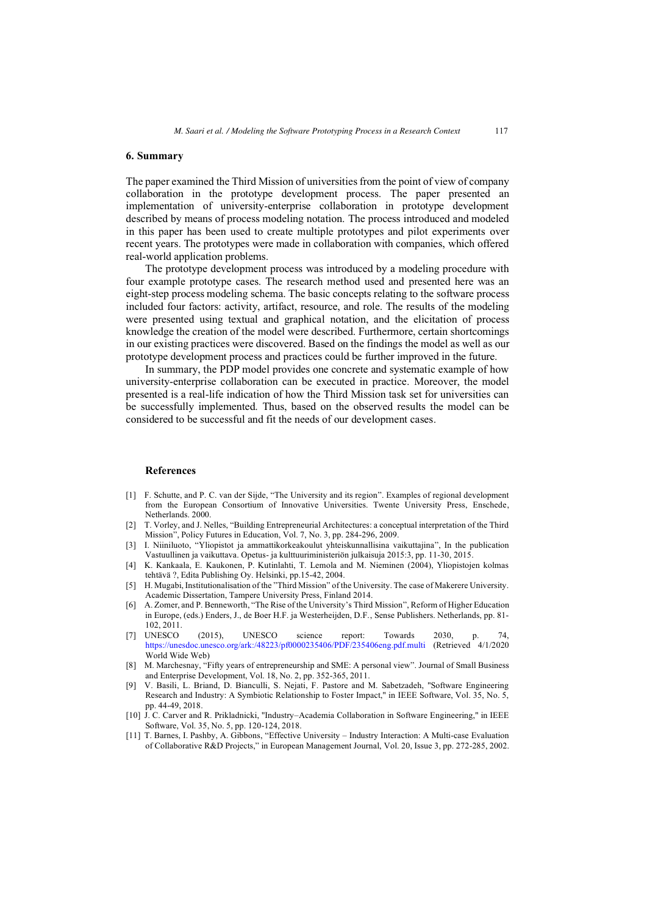## 6. Summary

The paper examined the Third Mission of universities from the point of view of company collaboration in the prototype development process. The paper presented an implementation of university-enterprise collaboration in prototype development described by means of process modeling notation. The process introduced and modeled in this paper has been used to create multiple prototypes and pilot experiments over recent years. The prototypes were made in collaboration with companies, which offered real-world application problems.

The prototype development process was introduced by a modeling procedure with four example prototype cases. The research method used and presented here was an eight-step process modeling schema. The basic concepts relating to the software process included four factors: activity, artifact, resource, and role. The results of the modeling were presented using textual and graphical notation, and the elicitation of process knowledge the creation of the model were described. Furthermore, certain shortcomings in our existing practices were discovered. Based on the findings the model as well as our prototype development process and practices could be further improved in the future.

In summary, the PDP model provides one concrete and systematic example of how university-enterprise collaboration can be executed in practice. Moreover, the model presented is a real-life indication of how the Third Mission task set for universities can be successfully implemented. Thus, based on the observed results the model can be considered to be successful and fit the needs of our development cases.

## References

[1] F. Schutte, and P. C. van der Sijde, "The University and its region". Examples of regional development from the European Consortium of Innovative Universities. Twente University Press, Enschede, Netherlands. 2000.

[2] T. Vorley, and J. Nelles, "Building Entrepreneurial Architectures: a conceptual interpretation of the Third Mission", Policy Futures in Education, Vol. 7, No. 3, pp. 284-296, 2009.

[3] I. Niiniluoto, "Yliopistot ja ammattikorkeakoulut yhteiskunnallisina vaikuttajina", In the publication Vastuullinen ja vaikuttava. Opetus- ja kulttuuriministeriön julkaisuja 2015:3, pp. 11-30, 2015.

[4] K. Kankaala, E. Kaukonen, P. Kutinlahti, T. Lemola and M. Nieminen (2004), Yliopistojen kolmas tehtävä ?, Edita Publishing Oy. Helsinki, pp.15-42, 2004.

[5] H. Mugabi, Institutionalisation of the "Third Mission" of the University. The case of Makerere University. Academic Dissertation, Tampere University Press, Finland 2014.

[6] A. Zomer, and P. Benneworth, "The Rise of the University's Third Mission", Reform of Higher Education in Europe, (eds.) Enders, J., de Boer H.F. ja Westerheijden, D.F., Sense Publishers. Netherlands, pp. 81-102, 2011.

[7] UNESCO (2015), UNESCO science report: Towards 2030, p. 74, https://unesdoc.unesco.org/ark:/48223/pf0000235406/PDF/235406eng.pdf.multi (Retrieved 4/1/2020 World Wide Web)

[8] M. Marchesnay, "Fifty years of entrepreneurship and SME: A personal view". Journal of Small Business and Enterprise Development, Vol. 18, No. 2, pp. 352-365, 2011.

[9] V. Basili, L. Briand, D. Bianculli, S. Nejati, F. Pastore and M. Sabetzadeh, "Software Engineering Research and Industry: A Symbiotic Relationship to Foster Impact," in IEEE Software, Vol. 35, No. 5, pp. 44-49, 2018.

[10] J. C. Carver and R. Prikladnicki, "Industry–Academia Collaboration in Software Engineering," in IEEE Software, Vol. 35, No. 5, pp. 120-124, 2018.

[11] T. Barnes, I. Pashby, A. Gibbons, "Effective University – Industry Interaction: A Multi-case Evaluation of Collaborative R&D Projects," in European Management Journal, Vol. 20, Issue 3, pp. 272-285, 2002.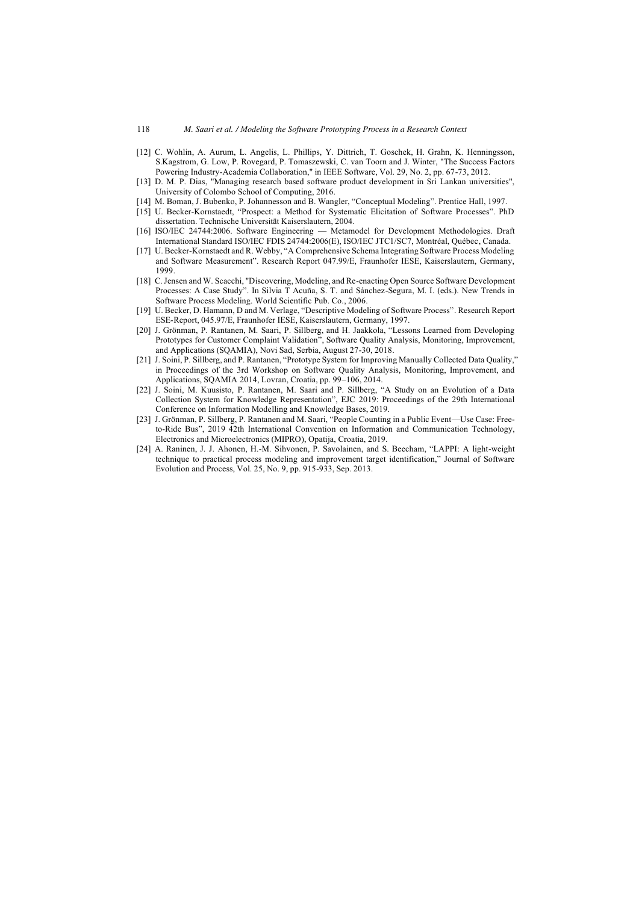[12] C. Wohlin, A. Aurum, L. Angelis, L. Phillips, Y. Dittrich, T. Goschek, H. Grahn, K. Henningsson, S.Kagstrom, G. Low, P. Rovegard, P. Tomaszewski, C. van Toorn and J. Winter, "The Success Factors Powering Industry-Academia Collaboration," in IEEE Software, Vol. 29, No. 2, pp. 67-73, 2012.

[13] D. M. P. Dias, "Managing research based software product development in Sri Lankan universities", University of Colombo School of Computing, 2016.

[14] M. Boman, J. Bubenko, P. Johannesson and B. Wangler, "Conceptual Modeling". Prentice Hall, 1997.

[15] U. Becker-Kornstaedt, "Prospect: a Method for Systematic Elicitation of Software Processes". PhD dissertation. Technische Universität Kaiserslautern, 2004.

[16] ISO/IEC 24744:2006. Software Engineering — Metamodel for Development Methodologies. Draft International Standard ISO/IEC FDIS 24744:2006(E), ISO/IEC JTC1/SC7, Montréal, Québec, Canada.

[17] U. Becker-Kornstaedt and R. Webby, "A Comprehensive Schema Integrating Software Process Modeling and Software Measurement". Research Report 047.99/E, Fraunhofer IESE, Kaiserslautern, Germany, 1999.

[18] C. Jensen and W. Scacchi, "Discovering, Modeling, and Re-enacting Open Source Software Development Processes: A Case Study". In Silvia T Acuña, S. T. and Sánchez-Segura, M. I. (eds.). New Trends in Software Process Modeling. World Scientific Pub. Co., 2006.

[19] U. Becker, D. Hamann, D and M. Verlage, "Descriptive Modeling of Software Process". Research Report ESE-Report, 045.97/E, Fraunhofer IESE, Kaiserslautern, Germany, 1997.

[20] J. Grönman, P. Rantanen, M. Saari, P. Sillberg, and H. Jaakkola, "Lessons Learned from Developing Prototypes for Customer Complaint Validation", Software Quality Analysis, Monitoring, Improvement, and Applications (SQAMIA), Novi Sad, Serbia, August 27-30, 2018.

[21] J. Soini, P. Sillberg, and P. Rantanen, "Prototype System for Improving Manually Collected Data Quality," in Proceedings of the 3rd Workshop on Software Quality Analysis, Monitoring, Improvement, and Applications, SQAMIA 2014, Lovran, Croatia, pp. 99–106, 2014.

[22] J. Soini, M. Kuusisto, P. Rantanen, M. Saari and P. Sillberg, "A Study on an Evolution of a Data Collection System for Knowledge Representation", EJC 2019: Proceedings of the 29th International Conference on Information Modelling and Knowledge Bases, 2019.

[23] J. Grönman, P. Sillberg, P. Rantanen and M. Saari, "People Counting in a Public Event—Use Case: Free-to-Ride Bus", 2019 42th International Convention on Information and Communication Technology, Electronics and Microelectronics (MIPRO), Opatija, Croatia, 2019.

[24] A. Raninen, J. J. Ahonen, H.-M. Sihvonen, P. Savolainen, and S. Beecham, "LAPPI: A light-weight technique to practical process modeling and improvement target identification," Journal of Software Evolution and Process, Vol. 25, No. 9, pp. 915-933, Sep. 2013.